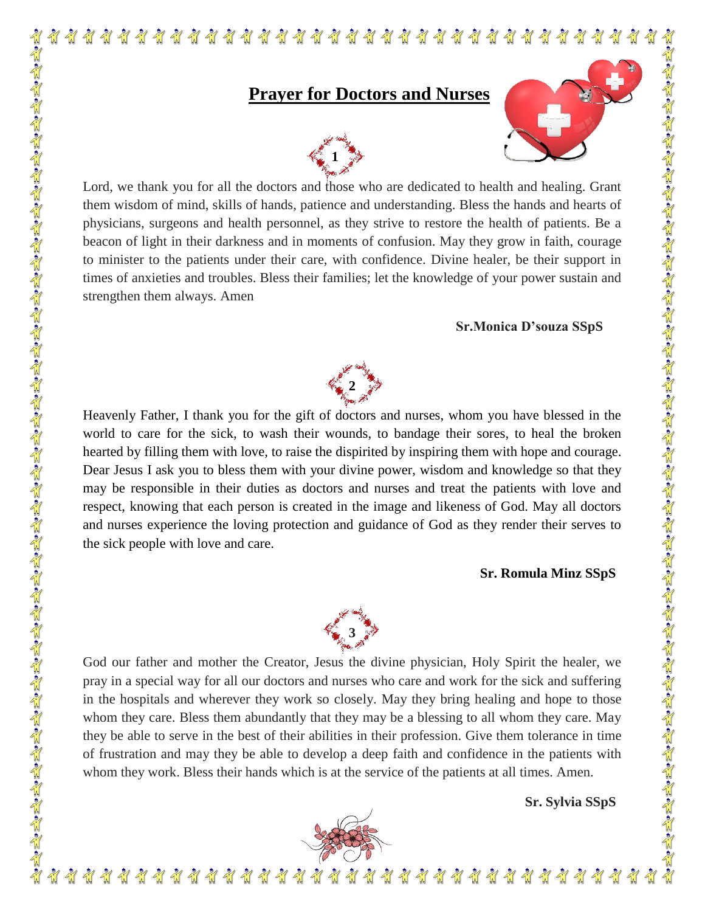# Prayer for Doctors and Nurses

**1**

Lord, we thank you for all the doctors and those who are dedicated to health and healing. Grant them wisdom of mind, skills of hands, patience and understanding. Bless the hands and hearts of physicians, surgeons and health personnel, as they strive to restore the health of patients. Be a beacon of light in their darkness and in moments of confusion. May they grow in faith, courage to minister to the patients under their care, with confidence. Divine healer, be their support in times of anxieties and troubles. Bless their families; let the knowledge of your power sustain and strengthen them always. Amen

**Sr.Monica D'souza SSpS**

**2**

Heavenly Father, I thank you for the gift of doctors and nurses, whom you have blessed in the world to care for the sick, to wash their wounds, to bandage their sores, to heal the broken hearted by filling them with love, to raise the dispirited by inspiring them with hope and courage. Dear Jesus I ask you to bless them with your divine power, wisdom and knowledge so that they may be responsible in their duties as doctors and nurses and treat the patients with love and respect, knowing that each person is created in the image and likeness of God. May all doctors and nurses experience the loving protection and guidance of God as they render their serves to the sick people with love and care.

**Sr. Romula Minz SSpS**

**3**

God our father and mother the Creator, Jesus the divine physician, Holy Spirit the healer, we pray in a special way for all our doctors and nurses who care and work for the sick and suffering in the hospitals and wherever they work so closely. May they bring healing and hope to those whom they care. Bless them abundantly that they may be a blessing to all whom they care. May they be able to serve in the best of their abilities in their profession. Give them tolerance in time of frustration and may they be able to develop a deep faith and confidence in the patients with whom they work. Bless their hands which is at the service of the patients at all times. Amen.

**Sr. Sylvia SSpS**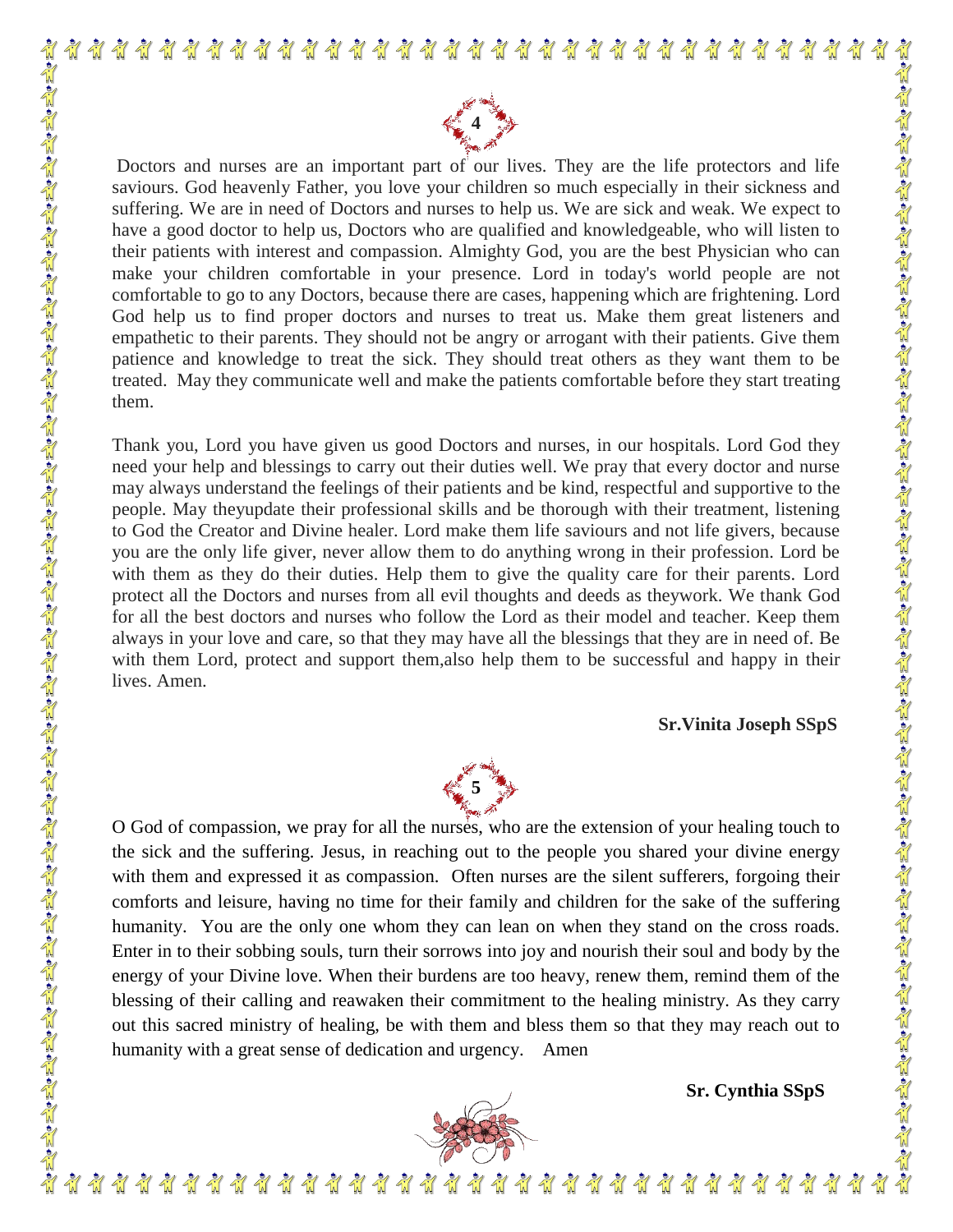**4**

Doctors and nurses are an important part of our lives. They are the life protectors and life saviours. God heavenly Father, you love your children so much especially in their sickness and suffering. We are in need of Doctors and nurses to help us. We are sick and weak. We expect to have a good doctor to help us, Doctors who are qualified and knowledgeable, who will listen to their patients with interest and compassion. Almighty God, you are the best Physician who can make your children comfortable in your presence. Lord in today's world people are not comfortable to go to any Doctors, because there are cases, happening which are frightening. Lord God help us to find proper doctors and nurses to treat us. Make them great listeners and empathetic to their parents. They should not be angry or arrogant with their patients. Give them patience and knowledge to treat the sick. They should treat others as they want them to be treated. May they communicate well and make the patients comfortable before they start treating them.

Thank you, Lord you have given us good Doctors and nurses, in our hospitals. Lord God they need your help and blessings to carry out their duties well. We pray that every doctor and nurse may always understand the feelings of their patients and be kind, respectful and supportive to the people. May theyupdate their professional skills and be thorough with their treatment, listening to God the Creator and Divine healer. Lord make them life saviours and not life givers, because you are the only life giver, never allow them to do anything wrong in their profession. Lord be with them as they do their duties. Help them to give the quality care for their parents. Lord protect all the Doctors and nurses from all evil thoughts and deeds as theywork. We thank God for all the best doctors and nurses who follow the Lord as their model and teacher. Keep them always in your love and care, so that they may have all the blessings that they are in need of. Be with them Lord, protect and support them,also help them to be successful and happy in their lives. Amen.

**Sr.Vinita Joseph SSpS**

**5**

O God of compassion, we pray for all the nurses, who are the extension of your healing touch to the sick and the suffering. Jesus, in reaching out to the people you shared your divine energy with them and expressed it as compassion. Often nurses are the silent sufferers, forgoing their comforts and leisure, having no time for their family and children for the sake of the suffering humanity. You are the only one whom they can lean on when they stand on the cross roads. Enter in to their sobbing souls, turn their sorrows into joy and nourish their soul and body by the energy of your Divine love. When their burdens are too heavy, renew them, remind them of the blessing of their calling and reawaken their commitment to the healing ministry. As they carry out this sacred ministry of healing, be with them and bless them so that they may reach out to humanity with a great sense of dedication and urgency. Amen

**Sr. Cynthia SSpS**